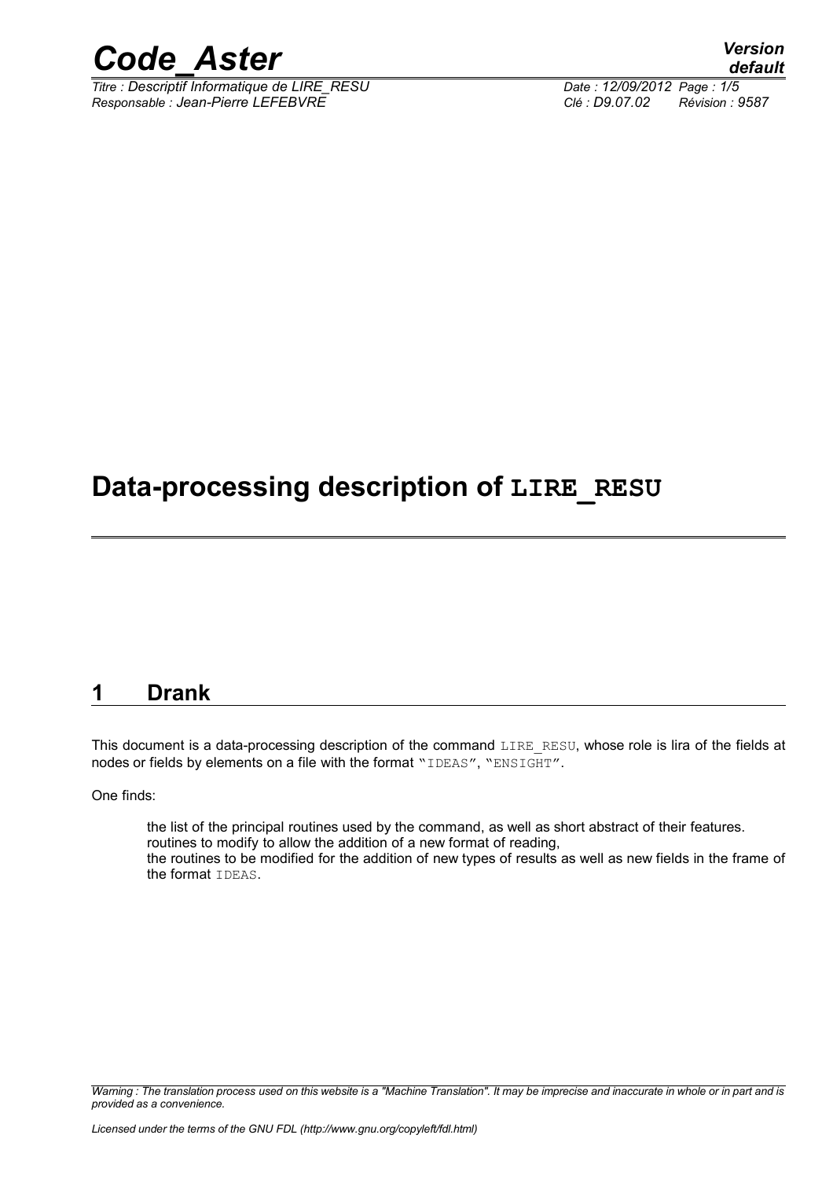# Data-processing description of LIRE_RESU

## 1 Drank

This document is a data-processing description of the command LIRE_RESU, whose role is lira of the fields at nodes or fields by elements on a file with the format "IDEAS", "ENSIGHT".

One finds:

- the list of the principal routines used by the command, as well as short abstract of their features.
- routines to modify to allow the addition of a new format of reading,
- the routines to be modified for the addition of new types of results as well as new fields in the frame of the format IDEAS.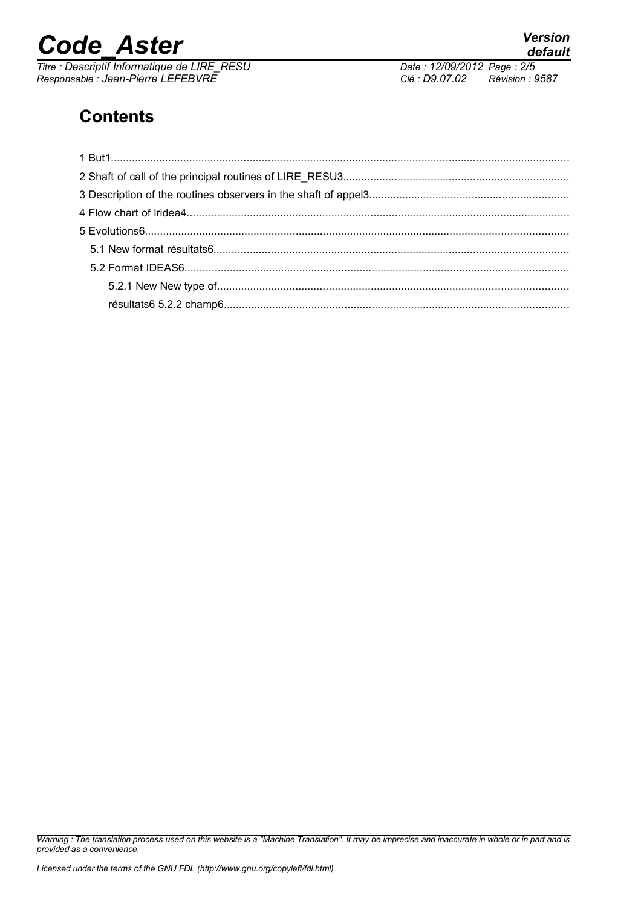## Contents

1 But1

2 Shaft of call of the principal routines of LIRE_RESU3

3 Description of the routines observers in the shaft of appel3

4 Flow chart of lridea4

5 Evolutions6

- 5.1 New format résultats6
- 5.2 Format IDEAS6
  - 5.2.1 New New type of
  - résultats6 5.2.2 champ6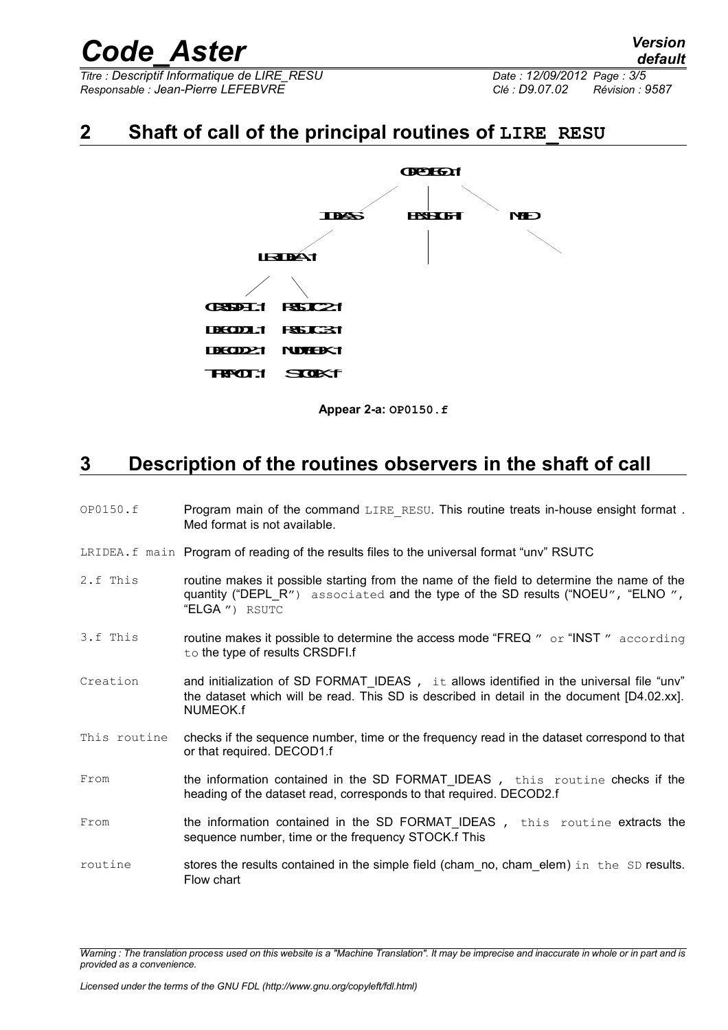## 2 Shaft of call of the principal routines of LIRE_RESU

Appear 2-a: OP0150.f

## 3 Description of the routines observers in the shaft of call

OP0150.f Program main of the command LIRE_RESU. This routine treats in-house ensight format . Med format is not available.

LRIDEA.f main Program of reading of the results files to the universal format "unv" RSUTC

2.f This routine makes it possible starting from the name of the field to determine the name of the quantity ("DEPL_R") associated and the type of the SD results ("NOEU", "ELNO ", "ELGA ") RSUTC

3.f This routine makes it possible to determine the access mode "FREQ " or "INST " according to the type of results CRSDFI.f

Creation and initialization of SD FORMAT_IDEAS , it allows identified in the universal file "unv" the dataset which will be read. This SD is described in detail in the document [D4.02.xx]. NUMEOK.f

This routine checks if the sequence number, time or the frequency read in the dataset correspond to that or that required. DECOD1.f

From the information contained in the SD FORMAT_IDEAS , this routine checks if the heading of the dataset read, corresponds to that required. DECOD2.f

From the information contained in the SD FORMAT_IDEAS , this routine extracts the sequence number, time or the frequency STOCK.f This

routine stores the results contained in the simple field (cham_no, cham_elem) in the SD results. Flow chart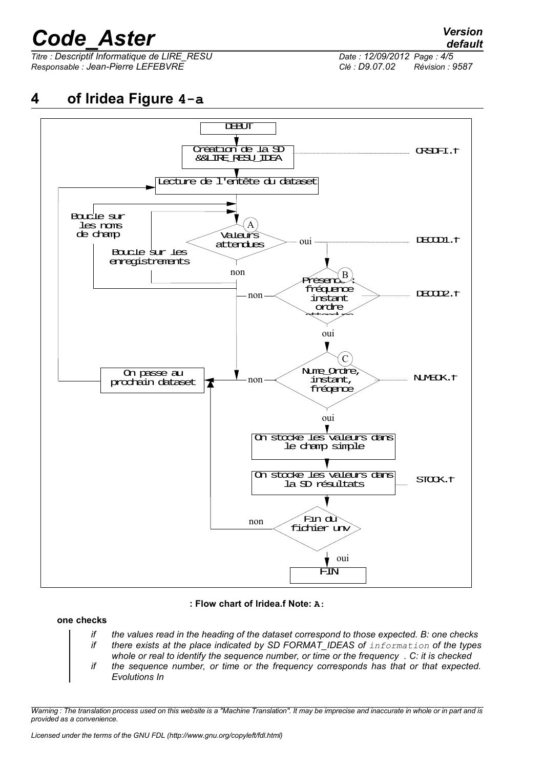## 4 of lridea Figure 4-a

DEBUT

Création de la SD &&LIRE_RESU_IDEA — CRSDFI.f

Lecture de l'entête du dataset

Boucle sur les noms de champ

Boucle sur les enregistrements

(A) Valeurs attendues — oui — DECOD1.f

non

(B) Présence : fréquence instant ordre attendus — DECOD2.f

non

oui

(C) Nume_Ordre, instant, fréqence — NUMEOK.f

non — On passe au prochain dataset

oui

On stocke les valeurs dans le champ simple

On stocke les valeurs dans la SD résultats — STOCK.f

Fin du fichier unv

non

oui

FIN

**: Flow chart of lridea.f Note: A:**

**one checks**

*if the values read in the heading of the dataset correspond to those expected. B: one checks*
*if there exists at the place indicated by SD FORMAT_IDEAS of* `information` *of the types whole or real to identify the sequence number, or time or the frequency . C: it is checked*
*if the sequence number, or time or the frequency corresponds has that or that expected. Evolutions In*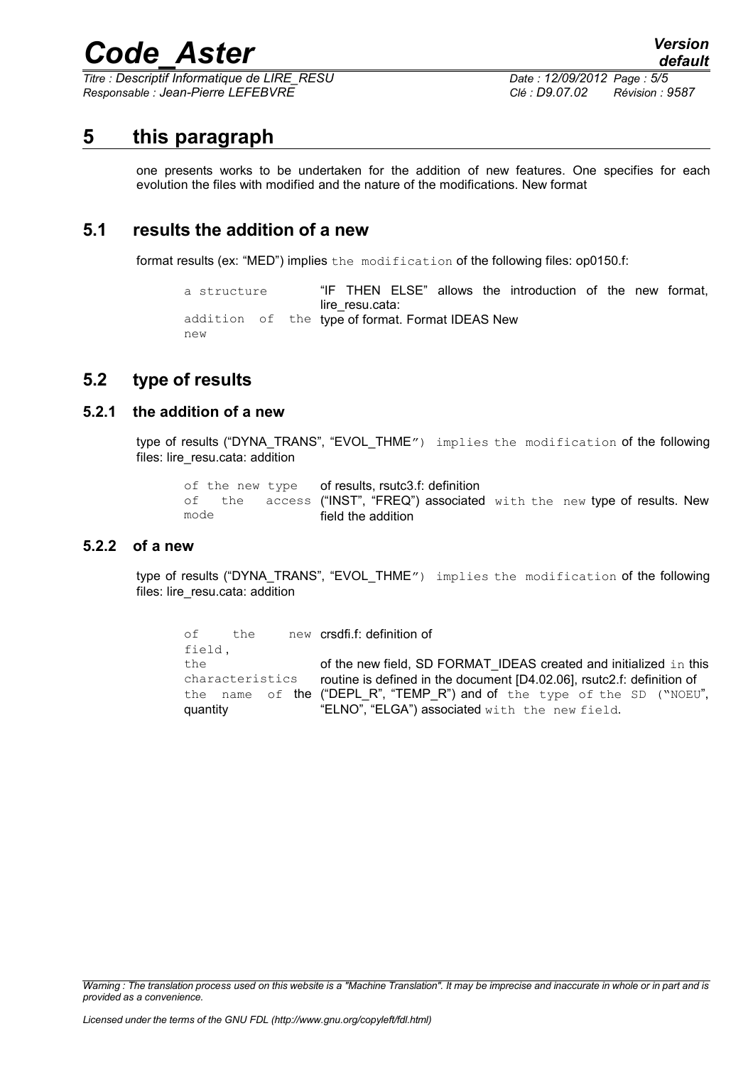# 5 this paragraph

one presents works to be undertaken for the addition of new features. One specifies for each evolution the files with modified and the nature of the modifications. New format

## 5.1 results the addition of a new

format results (ex: "MED") implies the modification of the following files: op0150.f:

| | |
|---|---|
| a structure | "IF THEN ELSE" allows the introduction of the new format, lire_resu.cata: |
| addition of the new | type of format. Format IDEAS New |

## 5.2 type of results

### 5.2.1 the addition of a new

type of results ("DYNA_TRANS", "EVOL_THME") implies the modification of the following files: lire_resu.cata: addition

| | |
|---|---|
| of the new type | of results, rsutc3.f: definition |
| of the access mode | ("INST", "FREQ") associated with the new type of results. New field the addition |

### 5.2.2 of a new

type of results ("DYNA_TRANS", "EVOL_THME") implies the modification of the following files: lire_resu.cata: addition

| | |
|---|---|
| of the new field, | crsdfi.f: definition of |
| the characteristics | of the new field, SD FORMAT_IDEAS created and initialized in this routine is defined in the document [D4.02.06], rsutc2.f: definition of |
| the name of the quantity | ("DEPL_R", "TEMP_R") and of the type of the SD ("NOEU", "ELNO", "ELGA") associated with the new field. |